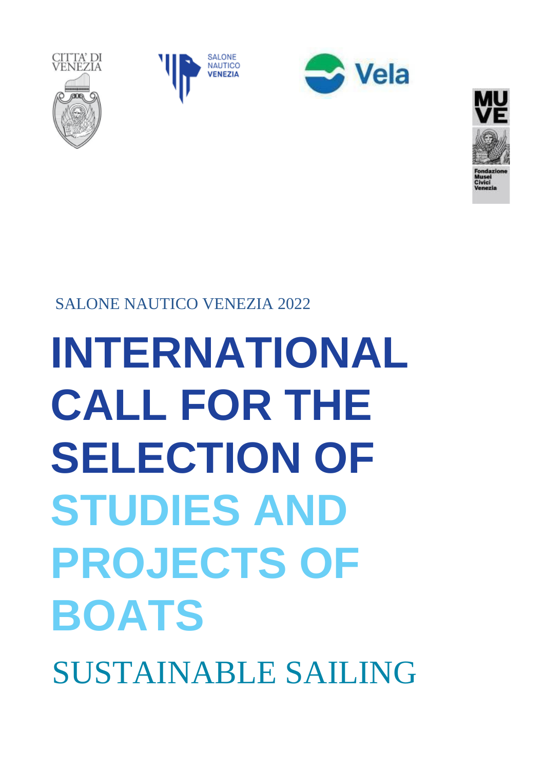CITTA' DI VENEZIA

SALONE NAUTICO VENEZIA

Vela

MUVE Fondazione Musei Civici Venezia

SALONE NAUTICO VENEZIA 2022

# INTERNATIONAL CALL FOR THE SELECTION OF STUDIES AND PROJECTS OF BOATS

## SUSTAINABLE SAILING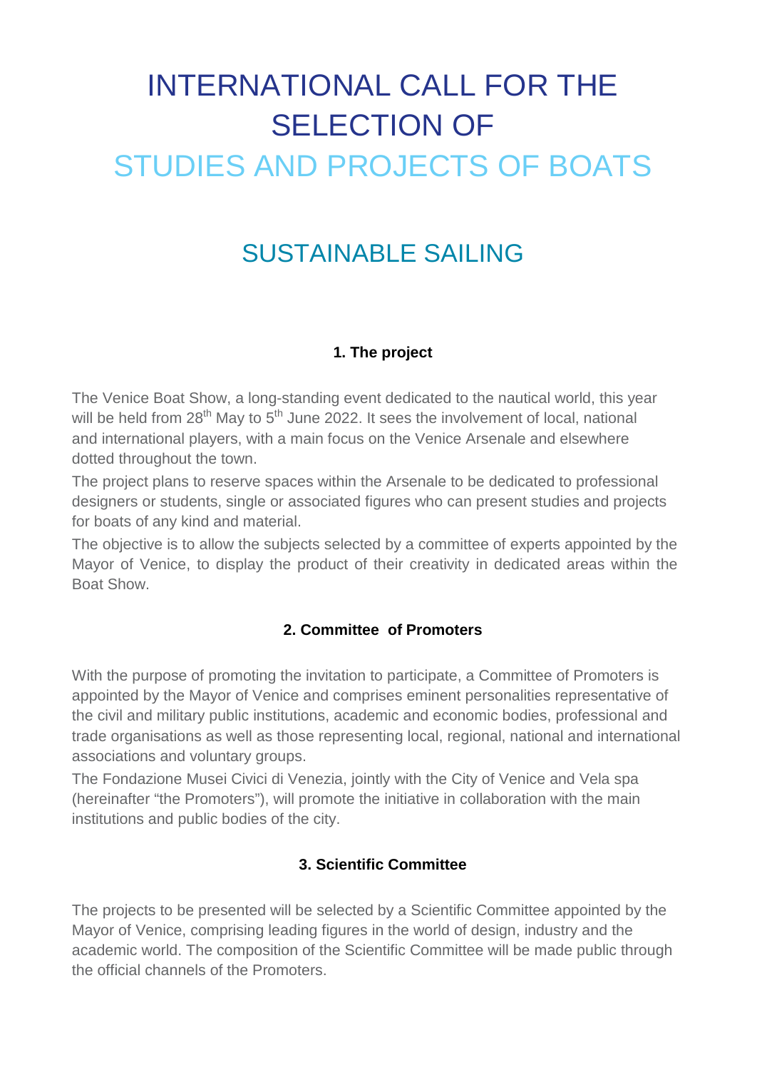# INTERNATIONAL CALL FOR THE SELECTION OF STUDIES AND PROJECTS OF BOATS

## SUSTAINABLE SAILING

### 1. The project

The Venice Boat Show, a long-standing event dedicated to the nautical world, this year will be held from 28th May to 5th June 2022. It sees the involvement of local, national and international players, with a main focus on the Venice Arsenale and elsewhere dotted throughout the town.

The project plans to reserve spaces within the Arsenale to be dedicated to professional designers or students, single or associated figures who can present studies and projects for boats of any kind and material.

The objective is to allow the subjects selected by a committee of experts appointed by the Mayor of Venice, to display the product of their creativity in dedicated areas within the Boat Show.

### 2. Committee of Promoters

With the purpose of promoting the invitation to participate, a Committee of Promoters is appointed by the Mayor of Venice and comprises eminent personalities representative of the civil and military public institutions, academic and economic bodies, professional and trade organisations as well as those representing local, regional, national and international associations and voluntary groups.

The Fondazione Musei Civici di Venezia, jointly with the City of Venice and Vela spa (hereinafter "the Promoters"), will promote the initiative in collaboration with the main institutions and public bodies of the city.

### 3. Scientific Committee

The projects to be presented will be selected by a Scientific Committee appointed by the Mayor of Venice, comprising leading figures in the world of design, industry and the academic world. The composition of the Scientific Committee will be made public through the official channels of the Promoters.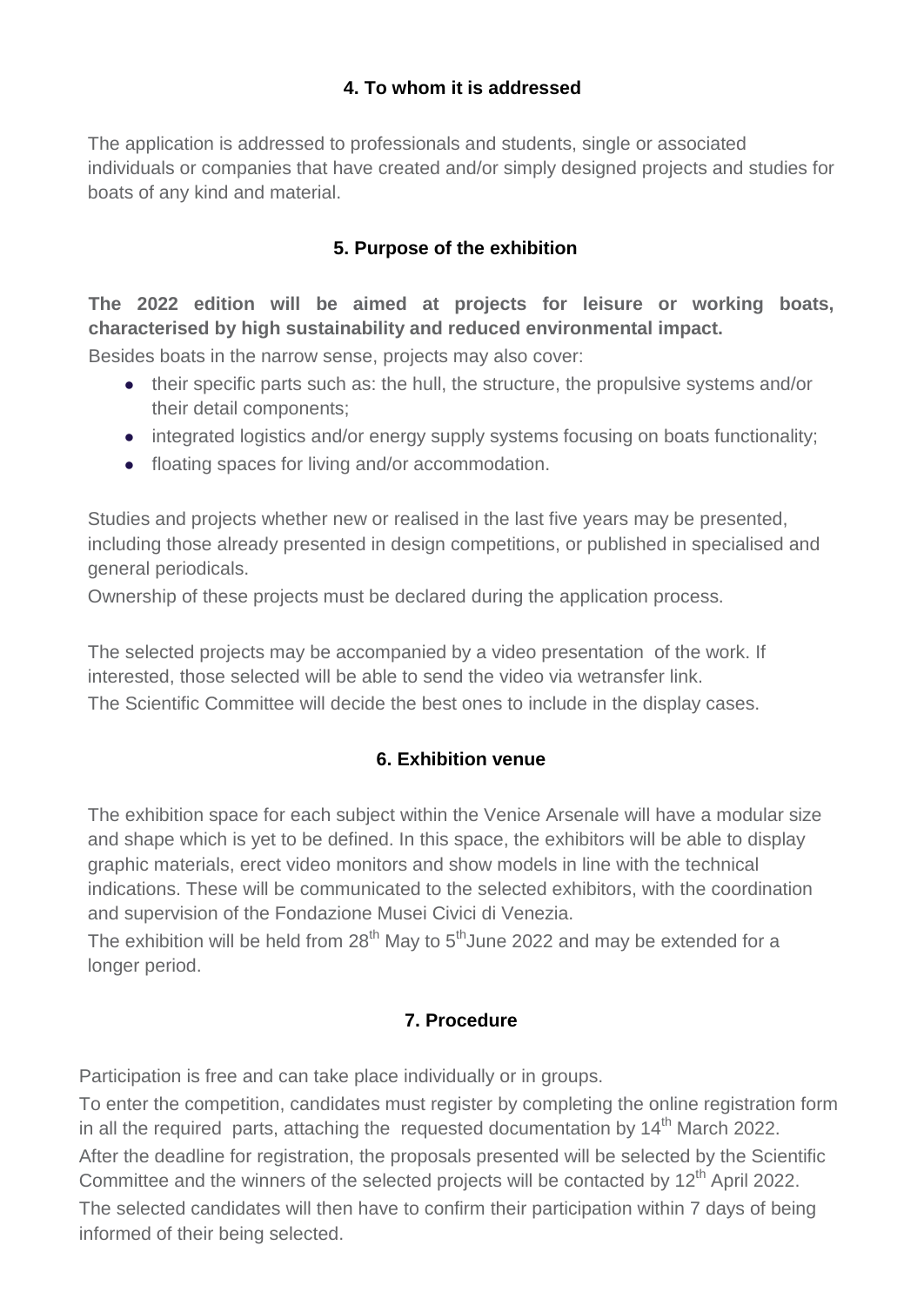## 4. To whom it is addressed

The application is addressed to professionals and students, single or associated individuals or companies that have created and/or simply designed projects and studies for boats of any kind and material.

## 5. Purpose of the exhibition

**The 2022 edition will be aimed at projects for leisure or working boats, characterised by high sustainability and reduced environmental impact.**

Besides boats in the narrow sense, projects may also cover:

- their specific parts such as: the hull, the structure, the propulsive systems and/or their detail components;
- integrated logistics and/or energy supply systems focusing on boats functionality;
- floating spaces for living and/or accommodation.

Studies and projects whether new or realised in the last five years may be presented, including those already presented in design competitions, or published in specialised and general periodicals.

Ownership of these projects must be declared during the application process.

The selected projects may be accompanied by a video presentation of the work. If interested, those selected will be able to send the video via wetransfer link.

The Scientific Committee will decide the best ones to include in the display cases.

## 6. Exhibition venue

The exhibition space for each subject within the Venice Arsenale will have a modular size and shape which is yet to be defined. In this space, the exhibitors will be able to display graphic materials, erect video monitors and show models in line with the technical indications. These will be communicated to the selected exhibitors, with the coordination and supervision of the Fondazione Musei Civici di Venezia.

The exhibition will be held from 28th May to 5th June 2022 and may be extended for a longer period.

## 7. Procedure

Participation is free and can take place individually or in groups.

To enter the competition, candidates must register by completing the online registration form in all the required parts, attaching the requested documentation by 14th March 2022.

After the deadline for registration, the proposals presented will be selected by the Scientific Committee and the winners of the selected projects will be contacted by 12th April 2022.

The selected candidates will then have to confirm their participation within 7 days of being informed of their being selected.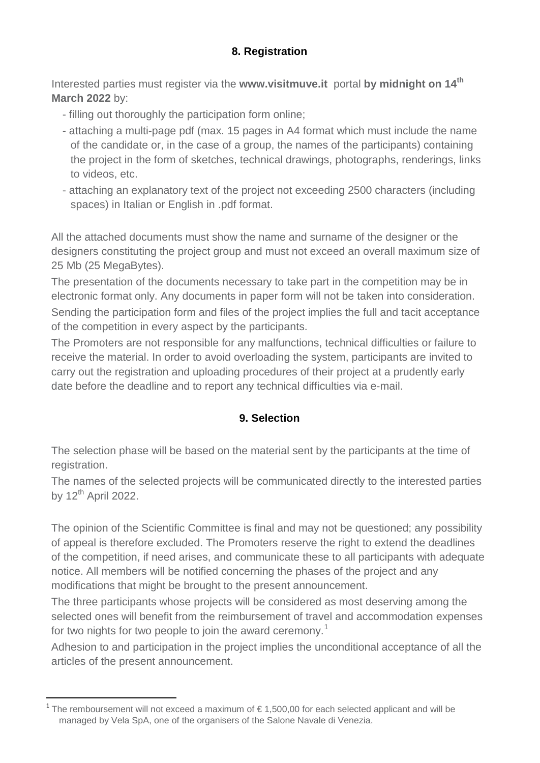## 8. Registration

Interested parties must register via the **www.visitmuve.it** portal **by midnight on 14th March 2022** by:

- filling out thoroughly the participation form online;
- attaching a multi-page pdf (max. 15 pages in A4 format which must include the name of the candidate or, in the case of a group, the names of the participants) containing the project in the form of sketches, technical drawings, photographs, renderings, links to videos, etc.
- attaching an explanatory text of the project not exceeding 2500 characters (including spaces) in Italian or English in .pdf format.

All the attached documents must show the name and surname of the designer or the designers constituting the project group and must not exceed an overall maximum size of 25 Mb (25 MegaBytes).

The presentation of the documents necessary to take part in the competition may be in electronic format only. Any documents in paper form will not be taken into consideration.

Sending the participation form and files of the project implies the full and tacit acceptance of the competition in every aspect by the participants.

The Promoters are not responsible for any malfunctions, technical difficulties or failure to receive the material. In order to avoid overloading the system, participants are invited to carry out the registration and uploading procedures of their project at a prudently early date before the deadline and to report any technical difficulties via e-mail.

## 9. Selection

The selection phase will be based on the material sent by the participants at the time of registration.

The names of the selected projects will be communicated directly to the interested parties by 12th April 2022.

The opinion of the Scientific Committee is final and may not be questioned; any possibility of appeal is therefore excluded. The Promoters reserve the right to extend the deadlines of the competition, if need arises, and communicate these to all participants with adequate notice. All members will be notified concerning the phases of the project and any modifications that might be brought to the present announcement.

The three participants whose projects will be considered as most deserving among the selected ones will benefit from the reimbursement of travel and accommodation expenses for two nights for two people to join the award ceremony.[1]

Adhesion to and participation in the project implies the unconditional acceptance of all the articles of the present announcement.

---

[1] The remboursement will not exceed a maximum of € 1,500,00 for each selected applicant and will be managed by Vela SpA, one of the organisers of the Salone Navale di Venezia.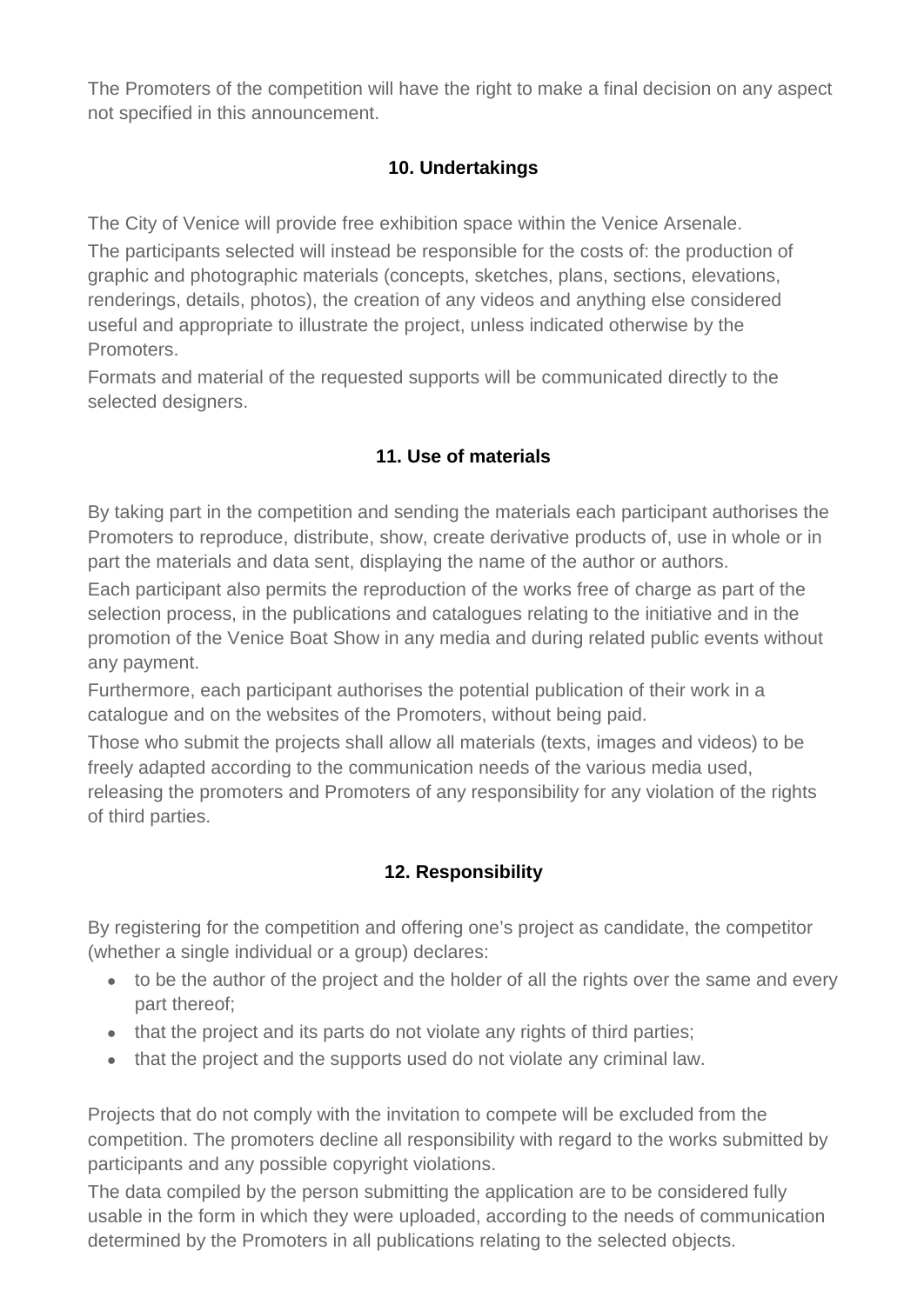The Promoters of the competition will have the right to make a final decision on any aspect not specified in this announcement.

### 10. Undertakings

The City of Venice will provide free exhibition space within the Venice Arsenale.

The participants selected will instead be responsible for the costs of: the production of graphic and photographic materials (concepts, sketches, plans, sections, elevations, renderings, details, photos), the creation of any videos and anything else considered useful and appropriate to illustrate the project, unless indicated otherwise by the Promoters.

Formats and material of the requested supports will be communicated directly to the selected designers.

### 11. Use of materials

By taking part in the competition and sending the materials each participant authorises the Promoters to reproduce, distribute, show, create derivative products of, use in whole or in part the materials and data sent, displaying the name of the author or authors.

Each participant also permits the reproduction of the works free of charge as part of the selection process, in the publications and catalogues relating to the initiative and in the promotion of the Venice Boat Show in any media and during related public events without any payment.

Furthermore, each participant authorises the potential publication of their work in a catalogue and on the websites of the Promoters, without being paid.

Those who submit the projects shall allow all materials (texts, images and videos) to be freely adapted according to the communication needs of the various media used, releasing the promoters and Promoters of any responsibility for any violation of the rights of third parties.

### 12. Responsibility

By registering for the competition and offering one's project as candidate, the competitor (whether a single individual or a group) declares:

- to be the author of the project and the holder of all the rights over the same and every part thereof;
- that the project and its parts do not violate any rights of third parties;
- that the project and the supports used do not violate any criminal law.

Projects that do not comply with the invitation to compete will be excluded from the competition. The promoters decline all responsibility with regard to the works submitted by participants and any possible copyright violations.

The data compiled by the person submitting the application are to be considered fully usable in the form in which they were uploaded, according to the needs of communication determined by the Promoters in all publications relating to the selected objects.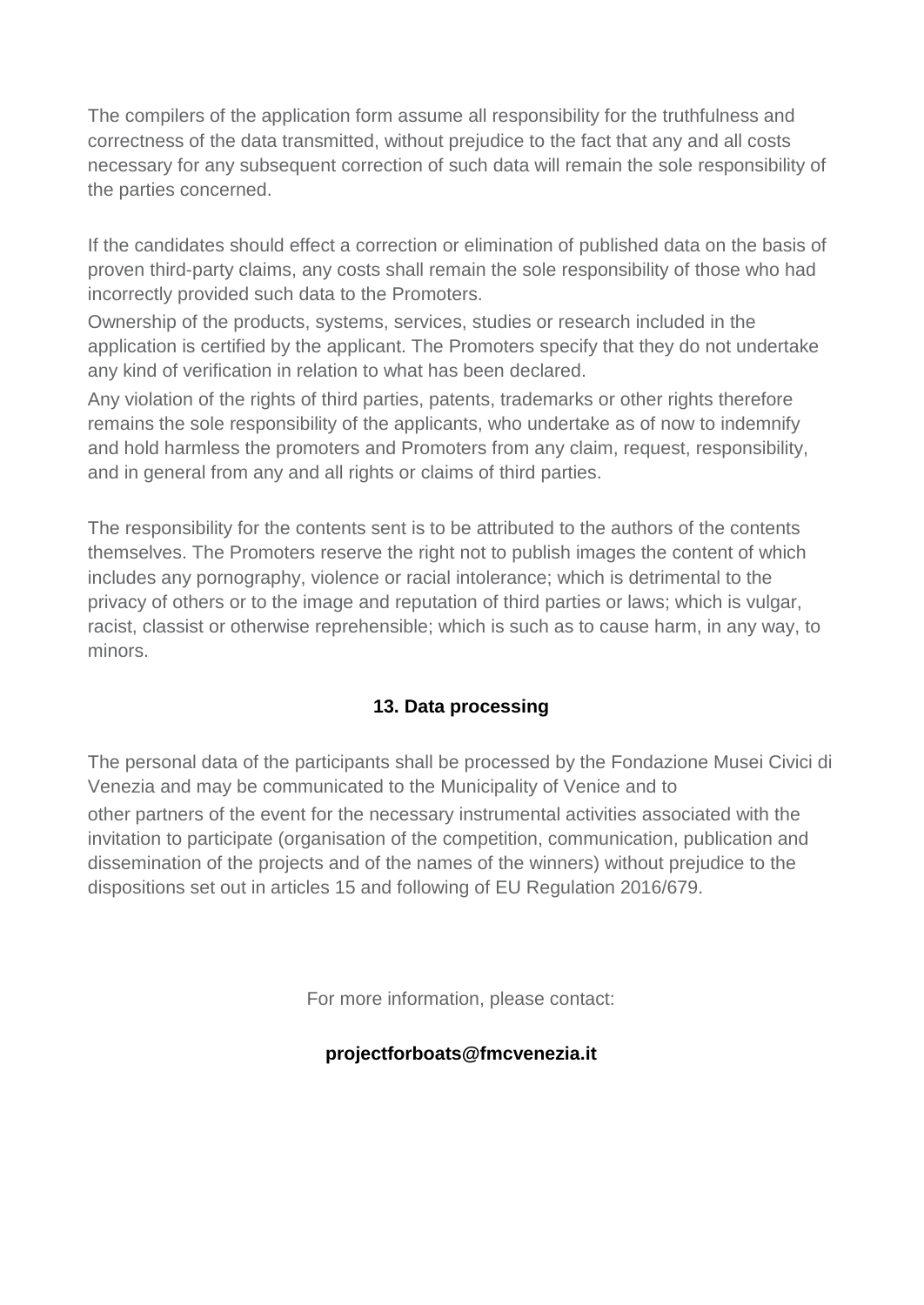The compilers of the application form assume all responsibility for the truthfulness and correctness of the data transmitted, without prejudice to the fact that any and all costs necessary for any subsequent correction of such data will remain the sole responsibility of the parties concerned.

If the candidates should effect a correction or elimination of published data on the basis of proven third-party claims, any costs shall remain the sole responsibility of those who had incorrectly provided such data to the Promoters.

Ownership of the products, systems, services, studies or research included in the application is certified by the applicant. The Promoters specify that they do not undertake any kind of verification in relation to what has been declared.

Any violation of the rights of third parties, patents, trademarks or other rights therefore remains the sole responsibility of the applicants, who undertake as of now to indemnify and hold harmless the promoters and Promoters from any claim, request, responsibility, and in general from any and all rights or claims of third parties.

The responsibility for the contents sent is to be attributed to the authors of the contents themselves. The Promoters reserve the right not to publish images the content of which includes any pornography, violence or racial intolerance; which is detrimental to the privacy of others or to the image and reputation of third parties or laws; which is vulgar, racist, classist or otherwise reprehensible; which is such as to cause harm, in any way, to minors.

**13. Data processing**

The personal data of the participants shall be processed by the Fondazione Musei Civici di Venezia and may be communicated to the Municipality of Venice and to other partners of the event for the necessary instrumental activities associated with the invitation to participate (organisation of the competition, communication, publication and dissemination of the projects and of the names of the winners) without prejudice to the dispositions set out in articles 15 and following of EU Regulation 2016/679.

For more information, please contact:

**projectforboats@fmcvenezia.it**